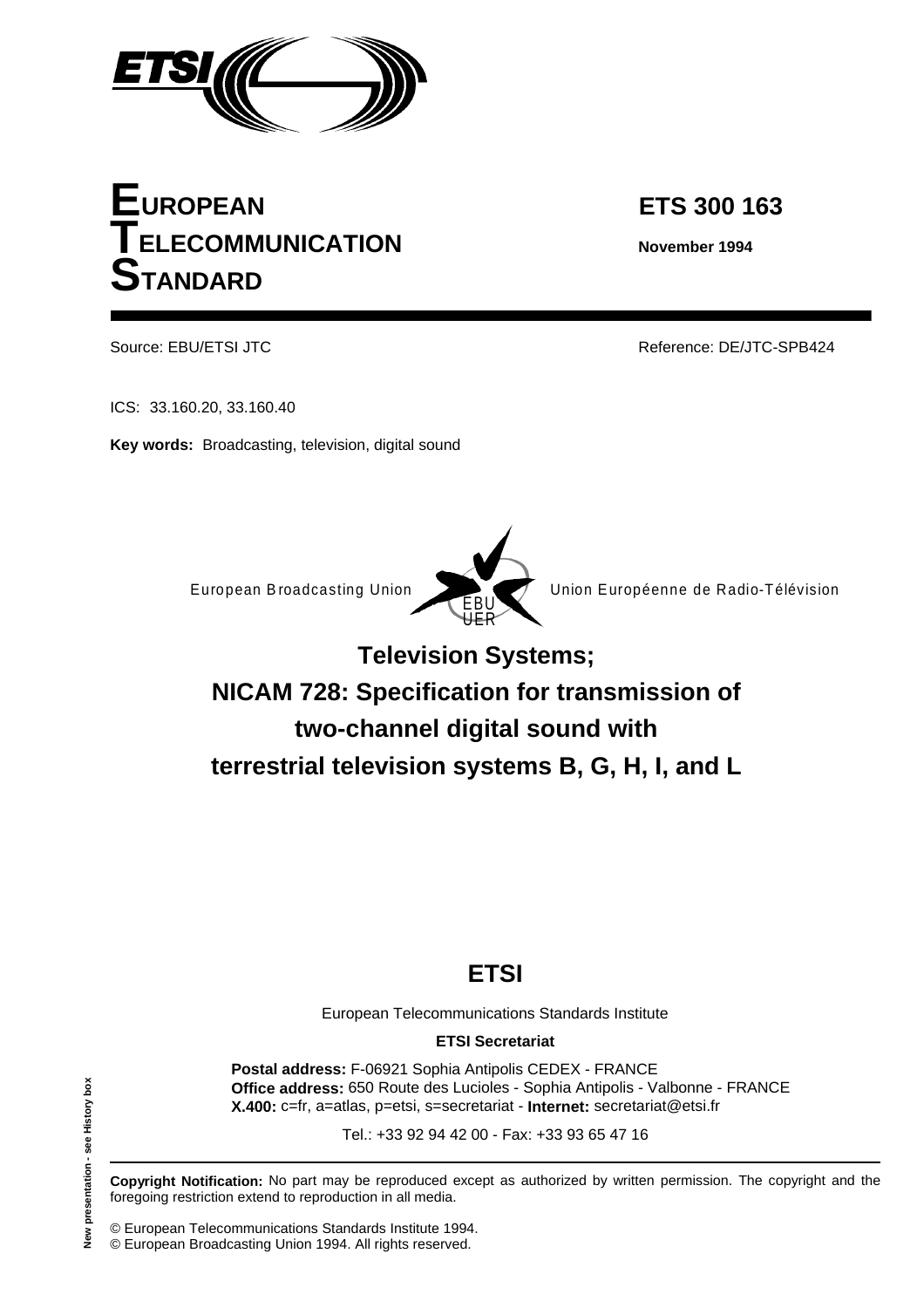# EUROPEAN TELECOMMUNICATION STANDARD

**ETS 300 163**

**November 1994**

Source: EBU/ETSI JTC

Reference: DE/JTC-SPB424

ICS: 33.160.20, 33.160.40

**Key words:** Broadcasting, television, digital sound

European Broadcasting Union    EBU UER    Union Européenne de Radio-Télévision

# Television Systems; NICAM 728: Specification for transmission of two-channel digital sound with terrestrial television systems B, G, H, I, and L

## ETSI

European Telecommunications Standards Institute

**ETSI Secretariat**

**Postal address:** F-06921 Sophia Antipolis CEDEX - FRANCE
**Office address:** 650 Route des Lucioles - Sophia Antipolis - Valbonne - FRANCE
**X.400:** c=fr, a=atlas, p=etsi, s=secretariat - **Internet:** secretariat@etsi.fr

Tel.: +33 92 94 42 00 - Fax: +33 93 65 47 16

New presentation - see History box

**Copyright Notification:** No part may be reproduced except as authorized by written permission. The copyright and the foregoing restriction extend to reproduction in all media.

© European Telecommunications Standards Institute 1994.
© European Broadcasting Union 1994. All rights reserved.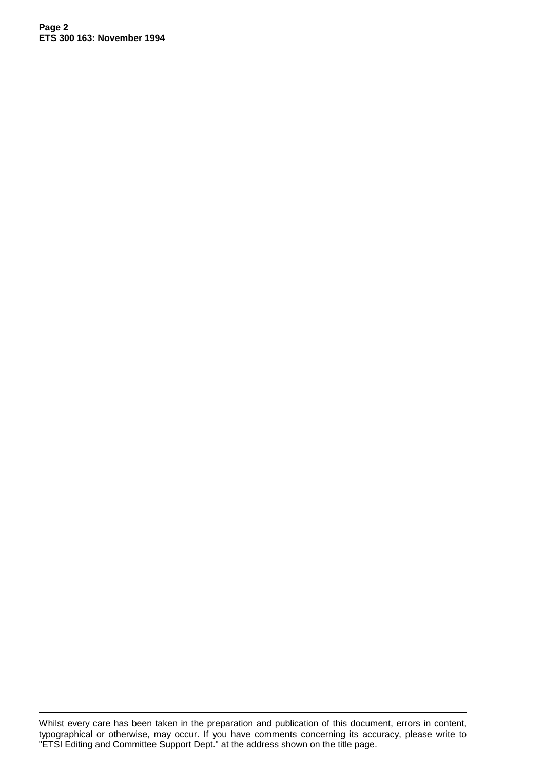Whilst every care has been taken in the preparation and publication of this document, errors in content, typographical or otherwise, may occur. If you have comments concerning its accuracy, please write to "ETSI Editing and Committee Support Dept." at the address shown on the title page.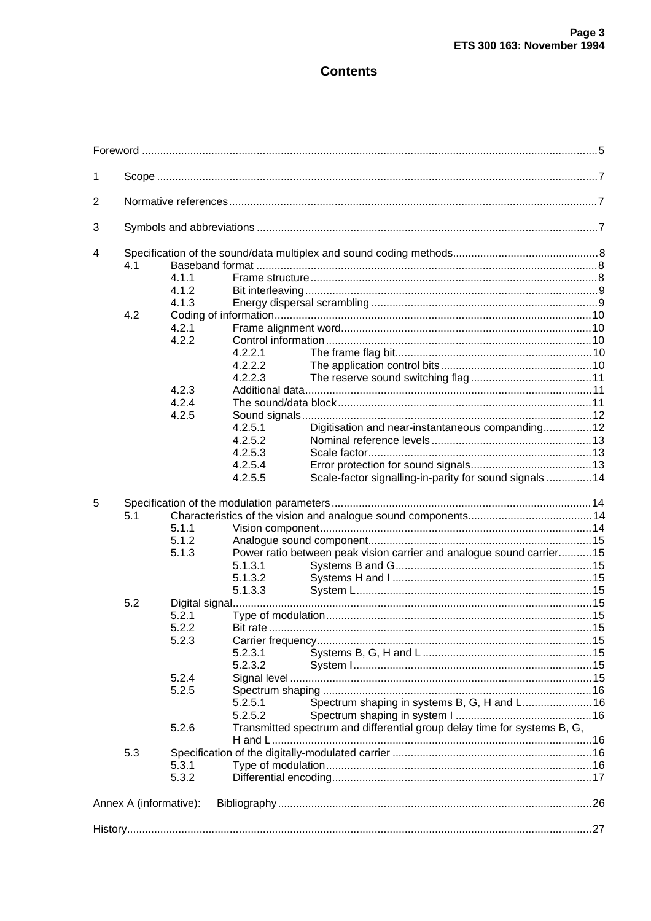# Contents

Foreword ..... 5

1 Scope ..... 7

2 Normative references ..... 7

3 Symbols and abbreviations ..... 7

4 Specification of the sound/data multiplex and sound coding methods ..... 8
- 4.1 Baseband format ..... 8
  - 4.1.1 Frame structure ..... 8
  - 4.1.2 Bit interleaving ..... 9
  - 4.1.3 Energy dispersal scrambling ..... 9
- 4.2 Coding of information ..... 10
  - 4.2.1 Frame alignment word ..... 10
  - 4.2.2 Control information ..... 10
    - 4.2.2.1 The frame flag bit ..... 10
    - 4.2.2.2 The application control bits ..... 10
    - 4.2.2.3 The reserve sound switching flag ..... 11
  - 4.2.3 Additional data ..... 11
  - 4.2.4 The sound/data block ..... 11
  - 4.2.5 Sound signals ..... 12
    - 4.2.5.1 Digitisation and near-instantaneous companding ..... 12
    - 4.2.5.2 Nominal reference levels ..... 13
    - 4.2.5.3 Scale factor ..... 13
    - 4.2.5.4 Error protection for sound signals ..... 13
    - 4.2.5.5 Scale-factor signalling-in-parity for sound signals ..... 14

5 Specification of the modulation parameters ..... 14
- 5.1 Characteristics of the vision and analogue sound components ..... 14
  - 5.1.1 Vision component ..... 14
  - 5.1.2 Analogue sound component ..... 15
  - 5.1.3 Power ratio between peak vision carrier and analogue sound carrier ..... 15
    - 5.1.3.1 Systems B and G ..... 15
    - 5.1.3.2 Systems H and I ..... 15
    - 5.1.3.3 System L ..... 15
- 5.2 Digital signal ..... 15
  - 5.2.1 Type of modulation ..... 15
  - 5.2.2 Bit rate ..... 15
  - 5.2.3 Carrier frequency ..... 15
    - 5.2.3.1 Systems B, G, H and L ..... 15
    - 5.2.3.2 System I ..... 15
  - 5.2.4 Signal level ..... 15
  - 5.2.5 Spectrum shaping ..... 16
    - 5.2.5.1 Spectrum shaping in systems B, G, H and L ..... 16
    - 5.2.5.2 Spectrum shaping in system I ..... 16
  - 5.2.6 Transmitted spectrum and differential group delay time for systems B, G, H and L ..... 16
- 5.3 Specification of the digitally-modulated carrier ..... 16
  - 5.3.1 Type of modulation ..... 16
  - 5.3.2 Differential encoding ..... 17

Annex A (informative): Bibliography ..... 26

History ..... 27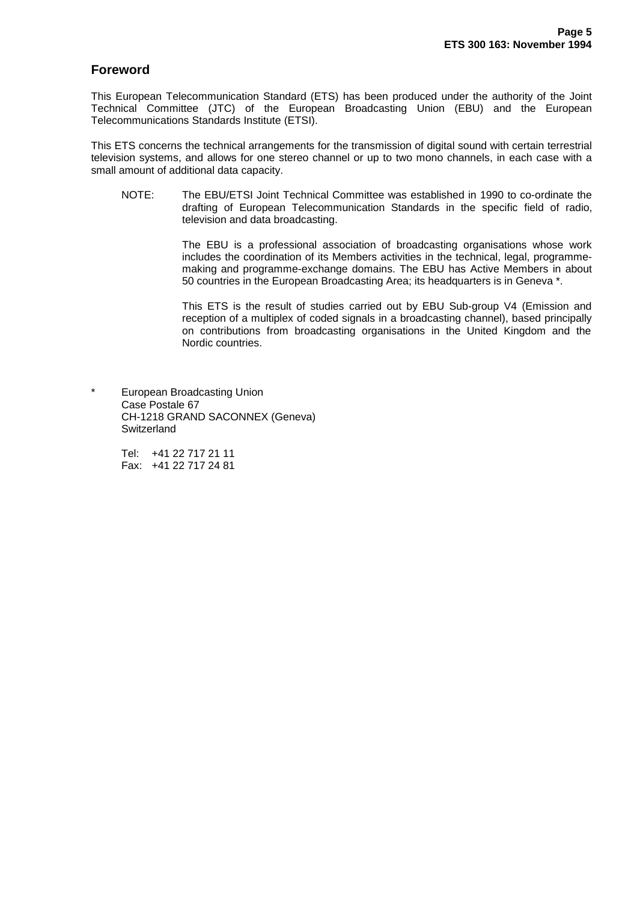## Foreword

This European Telecommunication Standard (ETS) has been produced under the authority of the Joint Technical Committee (JTC) of the European Broadcasting Union (EBU) and the European Telecommunications Standards Institute (ETSI).

This ETS concerns the technical arrangements for the transmission of digital sound with certain terrestrial television systems, and allows for one stereo channel or up to two mono channels, in each case with a small amount of additional data capacity.

NOTE: The EBU/ETSI Joint Technical Committee was established in 1990 to co-ordinate the drafting of European Telecommunication Standards in the specific field of radio, television and data broadcasting.

The EBU is a professional association of broadcasting organisations whose work includes the coordination of its Members activities in the technical, legal, programme-making and programme-exchange domains. The EBU has Active Members in about 50 countries in the European Broadcasting Area; its headquarters is in Geneva *.

This ETS is the result of studies carried out by EBU Sub-group V4 (Emission and reception of a multiplex of coded signals in a broadcasting channel), based principally on contributions from broadcasting organisations in the United Kingdom and the Nordic countries.

\* European Broadcasting Union
Case Postale 67
CH-1218 GRAND SACONNEX (Geneva)
Switzerland

Tel: +41 22 717 21 11
Fax: +41 22 717 24 81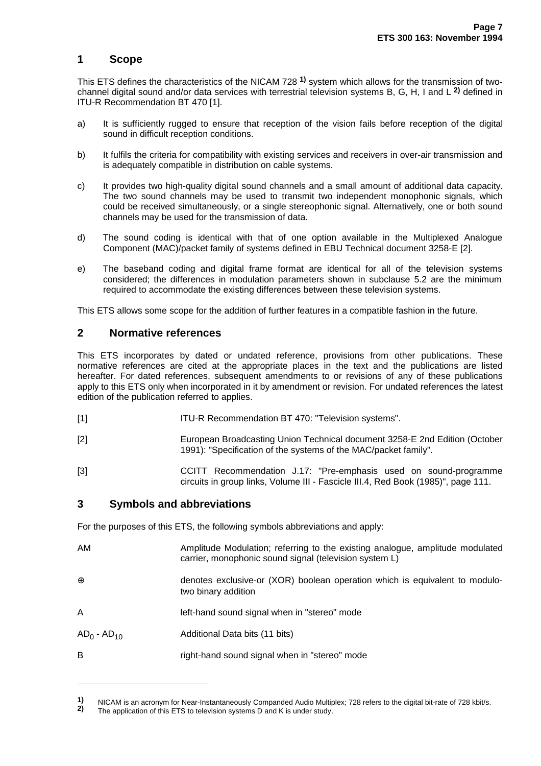# 1 Scope

This ETS defines the characteristics of the NICAM 728 [1)] system which allows for the transmission of two-channel digital sound and/or data services with terrestrial television systems B, G, H, I and L [2)] defined in ITU-R Recommendation BT 470 [1].

a) It is sufficiently rugged to ensure that reception of the vision fails before reception of the digital sound in difficult reception conditions.

b) It fulfils the criteria for compatibility with existing services and receivers in over-air transmission and is adequately compatible in distribution on cable systems.

c) It provides two high-quality digital sound channels and a small amount of additional data capacity. The two sound channels may be used to transmit two independent monophonic signals, which could be received simultaneously, or a single stereophonic signal. Alternatively, one or both sound channels may be used for the transmission of data.

d) The sound coding is identical with that of one option available in the Multiplexed Analogue Component (MAC)/packet family of systems defined in EBU Technical document 3258-E [2].

e) The baseband coding and digital frame format are identical for all of the television systems considered; the differences in modulation parameters shown in subclause 5.2 are the minimum required to accommodate the existing differences between these television systems.

This ETS allows some scope for the addition of further features in a compatible fashion in the future.

# 2 Normative references

This ETS incorporates by dated or undated reference, provisions from other publications. These normative references are cited at the appropriate places in the text and the publications are listed hereafter. For dated references, subsequent amendments to or revisions of any of these publications apply to this ETS only when incorporated in it by amendment or revision. For undated references the latest edition of the publication referred to applies.

[1] ITU-R Recommendation BT 470: "Television systems".

[2] European Broadcasting Union Technical document 3258-E 2nd Edition (October 1991): "Specification of the systems of the MAC/packet family".

[3] CCITT Recommendation J.17: "Pre-emphasis used on sound-programme circuits in group links, Volume III - Fascicle III.4, Red Book (1985)", page 111.

# 3 Symbols and abbreviations

For the purposes of this ETS, the following symbols abbreviations and apply:

| | |
|---|---|
| AM | Amplitude Modulation; referring to the existing analogue, amplitude modulated carrier, monophonic sound signal (television system L) |
| $\oplus$ | denotes exclusive-or (XOR) boolean operation which is equivalent to modulo-two binary addition |
| A | left-hand sound signal when in "stereo" mode |
| $AD_0$ - $AD_{10}$ | Additional Data bits (11 bits) |
| B | right-hand sound signal when in "stereo" mode |

---

1) NICAM is an acronym for Near-Instantaneously Companded Audio Multiplex; 728 refers to the digital bit-rate of 728 kbit/s.

2) The application of this ETS to television systems D and K is under study.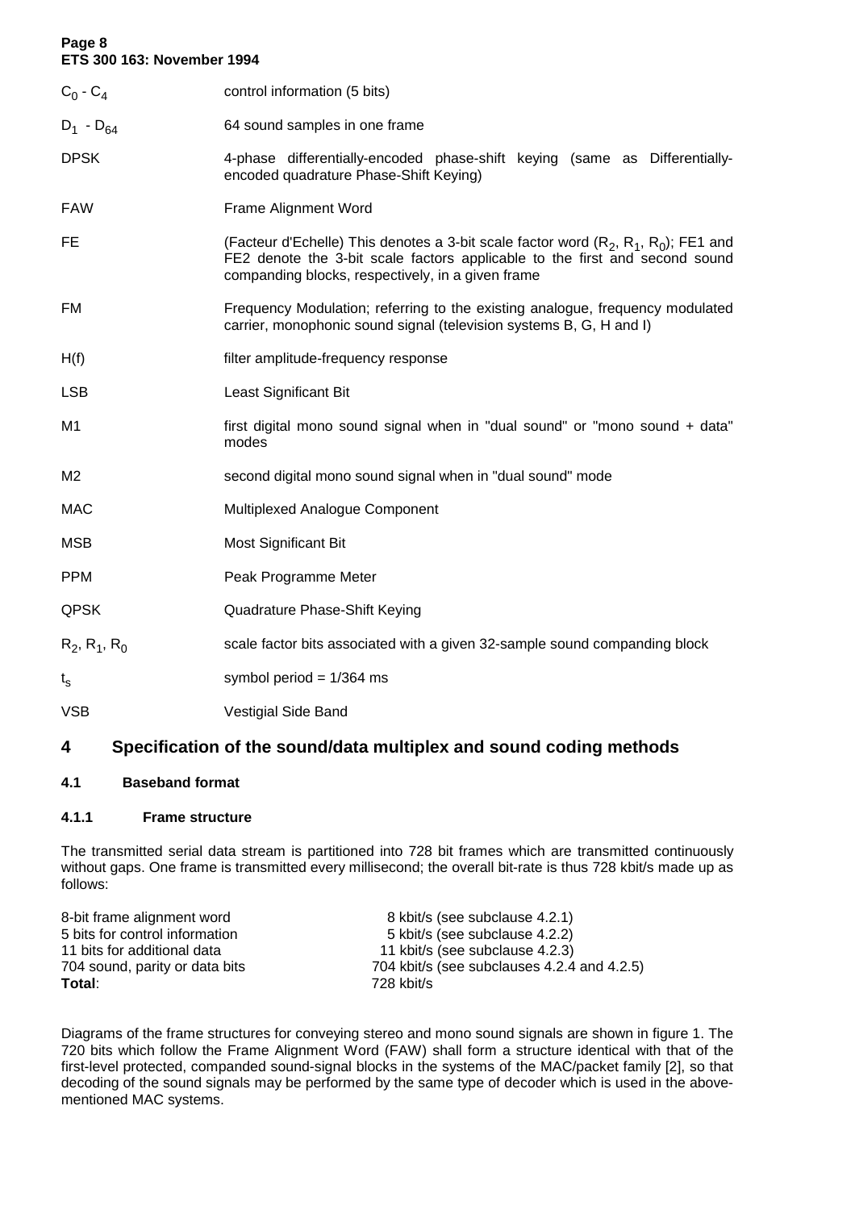| | |
|---|---|
| $C_0$ - $C_4$ | control information (5 bits) |
| $D_1$ - $D_{64}$ | 64 sound samples in one frame |
| DPSK | 4-phase differentially-encoded phase-shift keying (same as Differentially-encoded quadrature Phase-Shift Keying) |
| FAW | Frame Alignment Word |
| FE | (Facteur d'Echelle) This denotes a 3-bit scale factor word ($R_2$, $R_1$, $R_0$); FE1 and FE2 denote the 3-bit scale factors applicable to the first and second sound companding blocks, respectively, in a given frame |
| FM | Frequency Modulation; referring to the existing analogue, frequency modulated carrier, monophonic sound signal (television systems B, G, H and I) |
| H(f) | filter amplitude-frequency response |
| LSB | Least Significant Bit |
| M1 | first digital mono sound signal when in "dual sound" or "mono sound + data" modes |
| M2 | second digital mono sound signal when in "dual sound" mode |
| MAC | Multiplexed Analogue Component |
| MSB | Most Significant Bit |
| PPM | Peak Programme Meter |
| QPSK | Quadrature Phase-Shift Keying |
| $R_2$, $R_1$, $R_0$ | scale factor bits associated with a given 32-sample sound companding block |
| $t_s$ | symbol period = 1/364 ms |
| VSB | Vestigial Side Band |

# 4 Specification of the sound/data multiplex and sound coding methods

## 4.1 Baseband format

### 4.1.1 Frame structure

The transmitted serial data stream is partitioned into 728 bit frames which are transmitted continuously without gaps. One frame is transmitted every millisecond; the overall bit-rate is thus 728 kbit/s made up as follows:

| | |
|---|---|
| 8-bit frame alignment word | 8 kbit/s (see subclause 4.2.1) |
| 5 bits for control information | 5 kbit/s (see subclause 4.2.2) |
| 11 bits for additional data | 11 kbit/s (see subclause 4.2.3) |
| 704 sound, parity or data bits | 704 kbit/s (see subclauses 4.2.4 and 4.2.5) |
| **Total**: | 728 kbit/s |

Diagrams of the frame structures for conveying stereo and mono sound signals are shown in figure 1. The 720 bits which follow the Frame Alignment Word (FAW) shall form a structure identical with that of the first-level protected, companded sound-signal blocks in the systems of the MAC/packet family [2], so that decoding of the sound signals may be performed by the same type of decoder which is used in the above-mentioned MAC systems.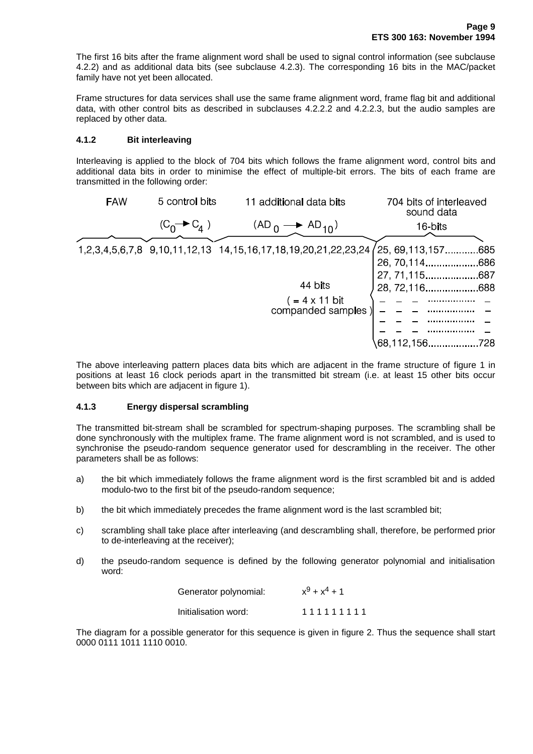The first 16 bits after the frame alignment word shall be used to signal control information (see subclause 4.2.2) and as additional data bits (see subclause 4.2.3). The corresponding 16 bits in the MAC/packet family have not yet been allocated.

Frame structures for data services shall use the same frame alignment word, frame flag bit and additional data, with other control bits as described in subclauses 4.2.2.2 and 4.2.2.3, but the audio samples are replaced by other data.

### 4.1.2 Bit interleaving

Interleaving is applied to the block of 704 bits which follows the frame alignment word, control bits and additional data bits in order to minimise the effect of multiple-bit errors. The bits of each frame are transmitted in the following order:

| FAW | 5 control bits ($C_0 \rightarrow C_4$) | 11 additional data bits ($AD_0 \rightarrow AD_{10}$) | 704 bits of interleaved sound data 16-bits |
|---|---|---|---|
| 1,2,3,4,5,6,7,8 | 9,10,11,12,13 | 14,15,16,17,18,19,20,21,22,23,24 | 25, 69,113,157............685 |
| | | | 26, 70,114....................686 |
| | | | 27, 71,115....................687 |
| | | 44 bits | 28, 72,116....................688 |
| | | ( = 4 x 11 bit companded samples ) | – – – .................. – |
| | | | – – – .................. – |
| | | | – – – .................. – |
| | | | – – – .................. – |
| | | | 68,112,156..................728 |

The above interleaving pattern places data bits which are adjacent in the frame structure of figure 1 in positions at least 16 clock periods apart in the transmitted bit stream (i.e. at least 15 other bits occur between bits which are adjacent in figure 1).

### 4.1.3 Energy dispersal scrambling

The transmitted bit-stream shall be scrambled for spectrum-shaping purposes. The scrambling shall be done synchronously with the multiplex frame. The frame alignment word is not scrambled, and is used to synchronise the pseudo-random sequence generator used for descrambling in the receiver. The other parameters shall be as follows:

a) the bit which immediately follows the frame alignment word is the first scrambled bit and is added modulo-two to the first bit of the pseudo-random sequence;

b) the bit which immediately precedes the frame alignment word is the last scrambled bit;

c) scrambling shall take place after interleaving (and descrambling shall, therefore, be performed prior to de-interleaving at the receiver);

d) the pseudo-random sequence is defined by the following generator polynomial and initialisation word:

Generator polynomial: $x^9 + x^4 + 1$

Initialisation word: 1 1 1 1 1 1 1 1 1

The diagram for a possible generator for this sequence is given in figure 2. Thus the sequence shall start 0000 0111 1011 1110 0010.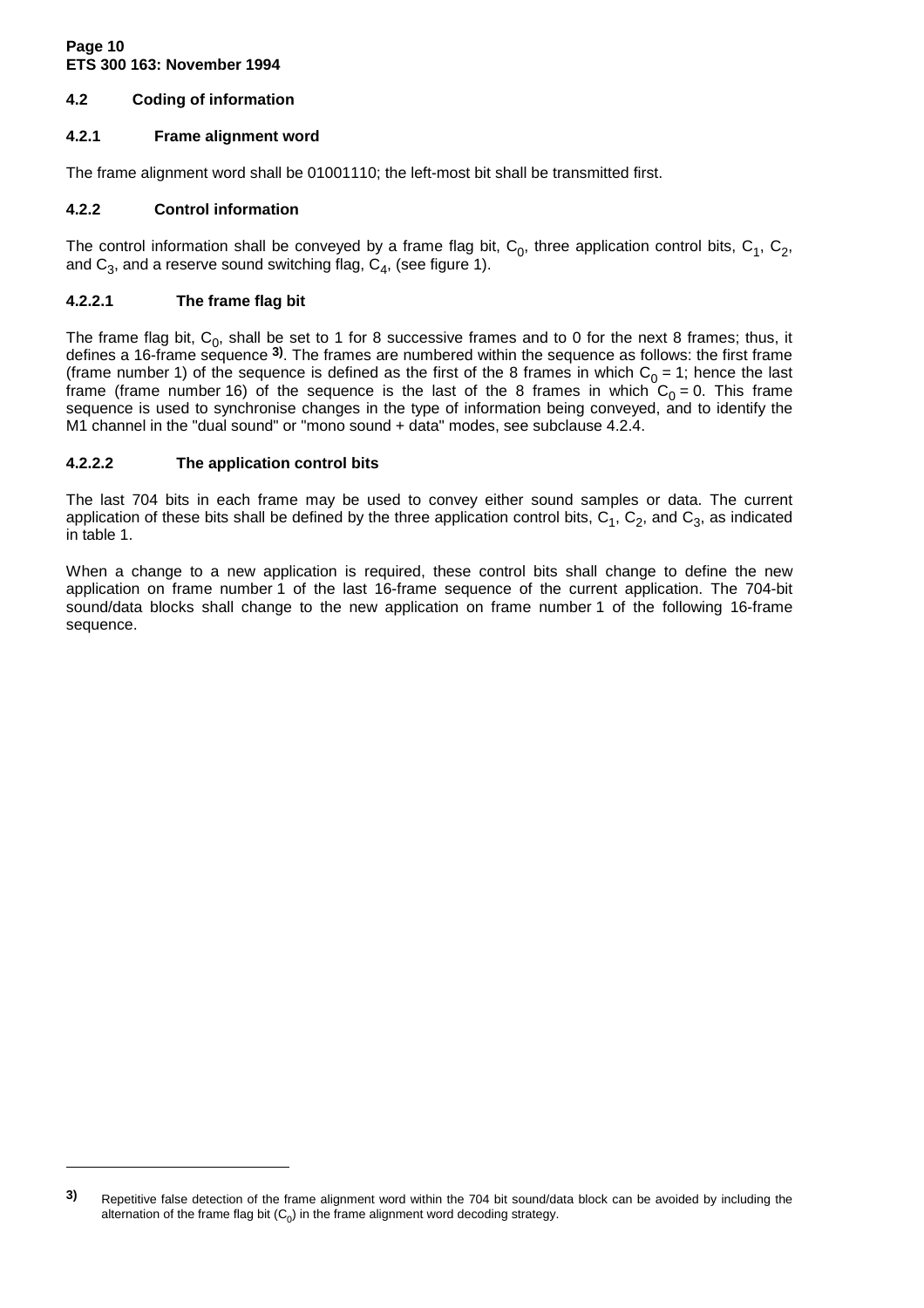### 4.2 Coding of information

#### 4.2.1 Frame alignment word

The frame alignment word shall be 01001110; the left-most bit shall be transmitted first.

#### 4.2.2 Control information

The control information shall be conveyed by a frame flag bit, $C_0$, three application control bits, $C_1$, $C_2$, and $C_3$, and a reserve sound switching flag, $C_4$, (see figure 1).

##### 4.2.2.1 The frame flag bit

The frame flag bit, $C_0$, shall be set to 1 for 8 successive frames and to 0 for the next 8 frames; thus, it defines a 16-frame sequence [3]. The frames are numbered within the sequence as follows: the first frame (frame number 1) of the sequence is defined as the first of the 8 frames in which $C_0 = 1$; hence the last frame (frame number 16) of the sequence is the last of the 8 frames in which $C_0 = 0$. This frame sequence is used to synchronise changes in the type of information being conveyed, and to identify the M1 channel in the "dual sound" or "mono sound + data" modes, see subclause 4.2.4.

##### 4.2.2.2 The application control bits

The last 704 bits in each frame may be used to convey either sound samples or data. The current application of these bits shall be defined by the three application control bits, $C_1$, $C_2$, and $C_3$, as indicated in table 1.

When a change to a new application is required, these control bits shall change to define the new application on frame number 1 of the last 16-frame sequence of the current application. The 704-bit sound/data blocks shall change to the new application on frame number 1 of the following 16-frame sequence.

---

[3] Repetitive false detection of the frame alignment word within the 704 bit sound/data block can be avoided by including the alternation of the frame flag bit ($C_0$) in the frame alignment word decoding strategy.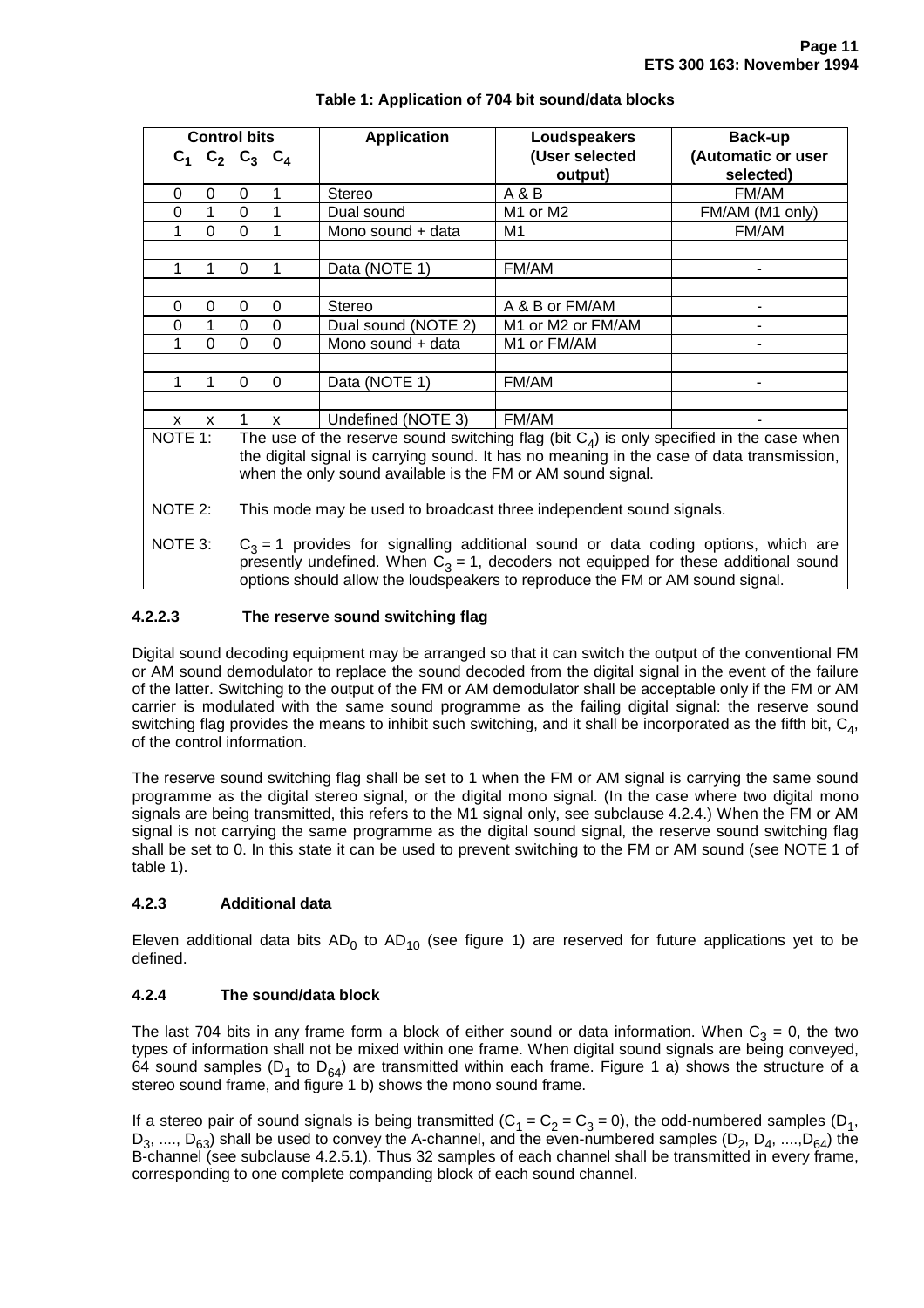**Table 1: Application of 704 bit sound/data blocks**

| Control bits $C_1$ $C_2$ $C_3$ $C_4$ | Application | Loudspeakers (User selected output) | Back-up (Automatic or user selected) |
|---|---|---|---|
| 0 0 0 1 | Stereo | A & B | FM/AM |
| 0 1 0 1 | Dual sound | M1 or M2 | FM/AM (M1 only) |
| 1 0 0 1 | Mono sound + data | M1 | FM/AM |
| | | | |
| 1 1 0 1 | Data (NOTE 1) | FM/AM | - |
| | | | |
| 0 0 0 0 | Stereo | A & B or FM/AM | - |
| 0 1 0 0 | Dual sound (NOTE 2) | M1 or M2 or FM/AM | - |
| 1 0 0 0 | Mono sound + data | M1 or FM/AM | - |
| | | | |
| 1 1 0 0 | Data (NOTE 1) | FM/AM | - |
| | | | |
| x x 1 x | Undefined (NOTE 3) | FM/AM | - |

NOTE 1: The use of the reserve sound switching flag (bit $C_4$) is only specified in the case when the digital signal is carrying sound. It has no meaning in the case of data transmission, when the only sound available is the FM or AM sound signal.

NOTE 2: This mode may be used to broadcast three independent sound signals.

NOTE 3: $C_3 = 1$ provides for signalling additional sound or data coding options, which are presently undefined. When $C_3 = 1$, decoders not equipped for these additional sound options should allow the loudspeakers to reproduce the FM or AM sound signal.

#### 4.2.2.3 The reserve sound switching flag

Digital sound decoding equipment may be arranged so that it can switch the output of the conventional FM or AM sound demodulator to replace the sound decoded from the digital signal in the event of the failure of the latter. Switching to the output of the FM or AM demodulator shall be acceptable only if the FM or AM carrier is modulated with the same sound programme as the failing digital signal: the reserve sound switching flag provides the means to inhibit such switching, and it shall be incorporated as the fifth bit, $C_4$, of the control information.

The reserve sound switching flag shall be set to 1 when the FM or AM signal is carrying the same sound programme as the digital stereo signal, or the digital mono signal. (In the case where two digital mono signals are being transmitted, this refers to the M1 signal only, see subclause 4.2.4.) When the FM or AM signal is not carrying the same programme as the digital sound signal, the reserve sound switching flag shall be set to 0. In this state it can be used to prevent switching to the FM or AM sound (see NOTE 1 of table 1).

### 4.2.3 Additional data

Eleven additional data bits $AD_0$ to $AD_{10}$ (see figure 1) are reserved for future applications yet to be defined.

### 4.2.4 The sound/data block

The last 704 bits in any frame form a block of either sound or data information. When $C_3 = 0$, the two types of information shall not be mixed within one frame. When digital sound signals are being conveyed, 64 sound samples ($D_1$ to $D_{64}$) are transmitted within each frame. Figure 1 a) shows the structure of a stereo sound frame, and figure 1 b) shows the mono sound frame.

If a stereo pair of sound signals is being transmitted ($C_1 = C_2 = C_3 = 0$), the odd-numbered samples ($D_1$, $D_3$, ...., $D_{63}$) shall be used to convey the A-channel, and the even-numbered samples ($D_2$, $D_4$, ....,$D_{64}$) the B-channel (see subclause 4.2.5.1). Thus 32 samples of each channel shall be transmitted in every frame, corresponding to one complete companding block of each sound channel.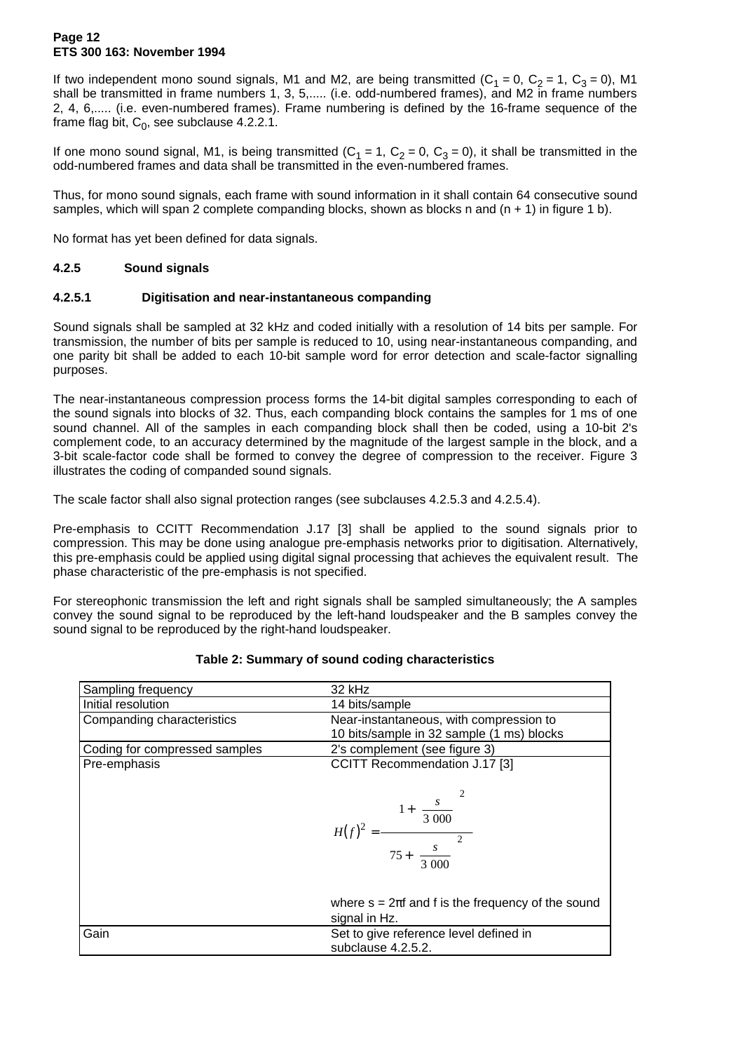If two independent mono sound signals, M1 and M2, are being transmitted ($C_1 = 0$, $C_2 = 1$, $C_3 = 0$), M1 shall be transmitted in frame numbers 1, 3, 5,..... (i.e. odd-numbered frames), and M2 in frame numbers 2, 4, 6,..... (i.e. even-numbered frames). Frame numbering is defined by the 16-frame sequence of the frame flag bit, $C_0$, see subclause 4.2.2.1.

If one mono sound signal, M1, is being transmitted ($C_1 = 1$, $C_2 = 0$, $C_3 = 0$), it shall be transmitted in the odd-numbered frames and data shall be transmitted in the even-numbered frames.

Thus, for mono sound signals, each frame with sound information in it shall contain 64 consecutive sound samples, which will span 2 complete companding blocks, shown as blocks n and (n + 1) in figure 1 b).

No format has yet been defined for data signals.

### 4.2.5 Sound signals

#### 4.2.5.1 Digitisation and near-instantaneous companding

Sound signals shall be sampled at 32 kHz and coded initially with a resolution of 14 bits per sample. For transmission, the number of bits per sample is reduced to 10, using near-instantaneous companding, and one parity bit shall be added to each 10-bit sample word for error detection and scale-factor signalling purposes.

The near-instantaneous compression process forms the 14-bit digital samples corresponding to each of the sound signals into blocks of 32. Thus, each companding block contains the samples for 1 ms of one sound channel. All of the samples in each companding block shall then be coded, using a 10-bit 2's complement code, to an accuracy determined by the magnitude of the largest sample in the block, and a 3-bit scale-factor code shall be formed to convey the degree of compression to the receiver. Figure 3 illustrates the coding of companded sound signals.

The scale factor shall also signal protection ranges (see subclauses 4.2.5.3 and 4.2.5.4).

Pre-emphasis to CCITT Recommendation J.17 [3] shall be applied to the sound signals prior to compression. This may be done using analogue pre-emphasis networks prior to digitisation. Alternatively, this pre-emphasis could be applied using digital signal processing that achieves the equivalent result. The phase characteristic of the pre-emphasis is not specified.

For stereophonic transmission the left and right signals shall be sampled simultaneously; the A samples convey the sound signal to be reproduced by the left-hand loudspeaker and the B samples convey the sound signal to be reproduced by the right-hand loudspeaker.

**Table 2: Summary of sound coding characteristics**

| | |
|---|---|
| Sampling frequency | 32 kHz |
| Initial resolution | 14 bits/sample |
| Companding characteristics | Near-instantaneous, with compression to 10 bits/sample in 32 sample (1 ms) blocks |
| Coding for compressed samples | 2's complement (see figure 3) |
| Pre-emphasis | CCITT Recommendation J.17 [3] $$H(f)^2 = \frac{1 + \left(\frac{s}{3\,000}\right)^2}{75 + \left(\frac{s}{3\,000}\right)^2}$$ where $s = 2\pi f$ and f is the frequency of the sound signal in Hz. |
| Gain | Set to give reference level defined in subclause 4.2.5.2. |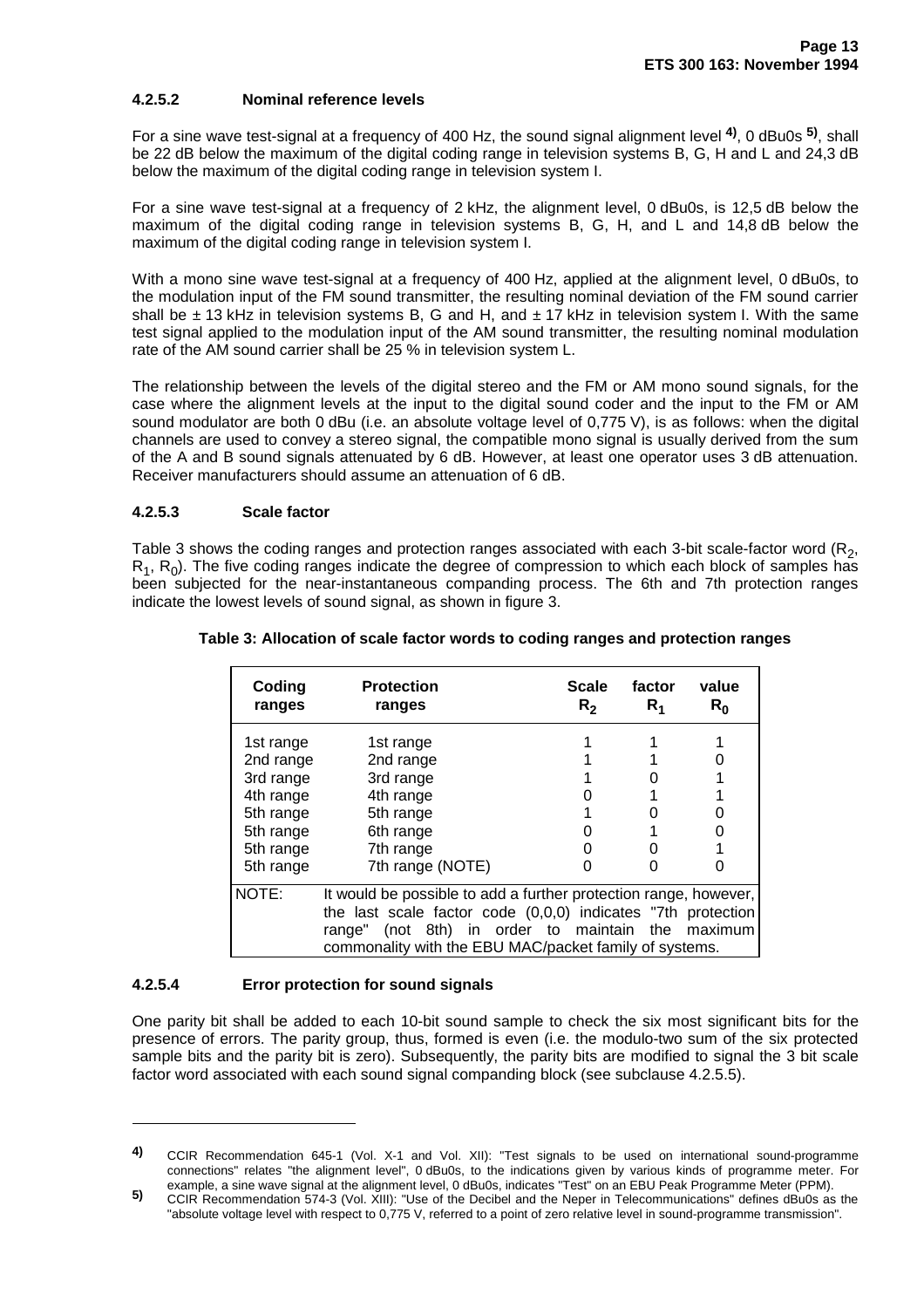#### 4.2.5.2 Nominal reference levels

For a sine wave test-signal at a frequency of 400 Hz, the sound signal alignment level [4)], 0 dBu0s [5)], shall be 22 dB below the maximum of the digital coding range in television systems B, G, H and L and 24,3 dB below the maximum of the digital coding range in television system I.

For a sine wave test-signal at a frequency of 2 kHz, the alignment level, 0 dBu0s, is 12,5 dB below the maximum of the digital coding range in television systems B, G, H, and L and 14,8 dB below the maximum of the digital coding range in television system I.

With a mono sine wave test-signal at a frequency of 400 Hz, applied at the alignment level, 0 dBu0s, to the modulation input of the FM sound transmitter, the resulting nominal deviation of the FM sound carrier shall be ± 13 kHz in television systems B, G and H, and ± 17 kHz in television system I. With the same test signal applied to the modulation input of the AM sound transmitter, the resulting nominal modulation rate of the AM sound carrier shall be 25 % in television system L.

The relationship between the levels of the digital stereo and the FM or AM mono sound signals, for the case where the alignment levels at the input to the digital sound coder and the input to the FM or AM sound modulator are both 0 dBu (i.e. an absolute voltage level of 0,775 V), is as follows: when the digital channels are used to convey a stereo signal, the compatible mono signal is usually derived from the sum of the A and B sound signals attenuated by 6 dB. However, at least one operator uses 3 dB attenuation. Receiver manufacturers should assume an attenuation of 6 dB.

#### 4.2.5.3 Scale factor

Table 3 shows the coding ranges and protection ranges associated with each 3-bit scale-factor word ($R_2$, $R_1$, $R_0$). The five coding ranges indicate the degree of compression to which each block of samples has been subjected for the near-instantaneous companding process. The 6th and 7th protection ranges indicate the lowest levels of sound signal, as shown in figure 3.

**Table 3: Allocation of scale factor words to coding ranges and protection ranges**

| Coding ranges | Protection ranges | Scale $R_2$ | factor $R_1$ | value $R_0$ |
|---|---|---|---|---|
| 1st range | 1st range | 1 | 1 | 1 |
| 2nd range | 2nd range | 1 | 1 | 0 |
| 3rd range | 3rd range | 1 | 0 | 1 |
| 4th range | 4th range | 0 | 1 | 1 |
| 5th range | 5th range | 1 | 0 | 0 |
| 5th range | 6th range | 0 | 1 | 0 |
| 5th range | 7th range | 0 | 0 | 1 |
| 5th range | 7th range (NOTE) | 0 | 0 | 0 |
| NOTE: | It would be possible to add a further protection range, however, the last scale factor code (0,0,0) indicates "7th protection range" (not 8th) in order to maintain the maximum commonality with the EBU MAC/packet family of systems. | | | |

#### 4.2.5.4 Error protection for sound signals

One parity bit shall be added to each 10-bit sound sample to check the six most significant bits for the presence of errors. The parity group, thus, formed is even (i.e. the modulo-two sum of the six protected sample bits and the parity bit is zero). Subsequently, the parity bits are modified to signal the 3 bit scale factor word associated with each sound signal companding block (see subclause 4.2.5.5).

---

4) CCIR Recommendation 645-1 (Vol. X-1 and Vol. XII): "Test signals to be used on international sound-programme connections" relates "the alignment level", 0 dBu0s, to the indications given by various kinds of programme meter. For example, a sine wave signal at the alignment level, 0 dBu0s, indicates "Test" on an EBU Peak Programme Meter (PPM).

5) CCIR Recommendation 574-3 (Vol. XIII): "Use of the Decibel and the Neper in Telecommunications" defines dBu0s as the "absolute voltage level with respect to 0,775 V, referred to a point of zero relative level in sound-programme transmission".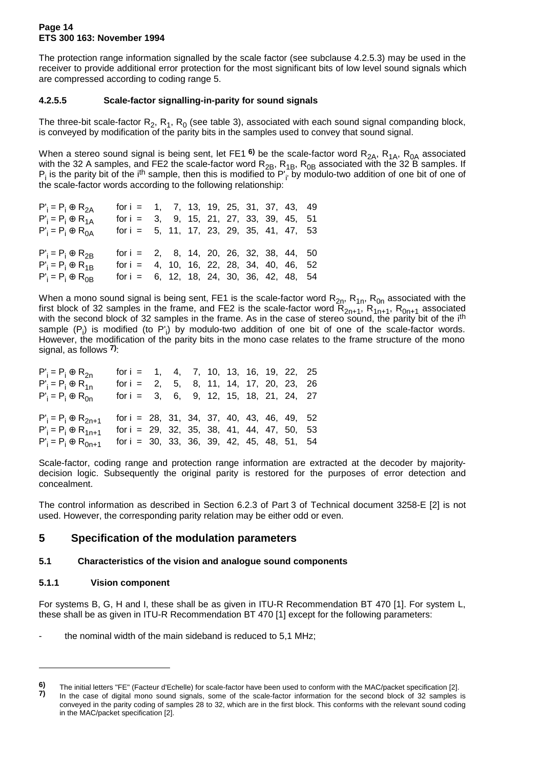The protection range information signalled by the scale factor (see subclause 4.2.5.3) may be used in the receiver to provide additional error protection for the most significant bits of low level sound signals which are compressed according to coding range 5.

#### 4.2.5.5 Scale-factor signalling-in-parity for sound signals

The three-bit scale-factor $R_2$, $R_1$, $R_0$ (see table 3), associated with each sound signal companding block, is conveyed by modification of the parity bits in the samples used to convey that sound signal.

When a stereo sound signal is being sent, let FE1 [6)] be the scale-factor word $R_{2A}$, $R_{1A}$, $R_{0A}$ associated with the 32 A samples, and FE2 the scale-factor word $R_{2B}$, $R_{1B}$, $R_{0B}$ associated with the 32 B samples. If $P_i$ is the parity bit of the i[th] sample, then this is modified to $P'_i$ by modulo-two addition of one bit of one of the scale-factor words according to the following relationship:

$P'_i = P_i \oplus R_{2A}$ for i = 1, 7, 13, 19, 25, 31, 37, 43, 49
$P'_i = P_i \oplus R_{1A}$ for i = 3, 9, 15, 21, 27, 33, 39, 45, 51
$P'_i = P_i \oplus R_{0A}$ for i = 5, 11, 17, 23, 29, 35, 41, 47, 53

$P'_i = P_i \oplus R_{2B}$ for i = 2, 8, 14, 20, 26, 32, 38, 44, 50
$P'_i = P_i \oplus R_{1B}$ for i = 4, 10, 16, 22, 28, 34, 40, 46, 52
$P'_i = P_i \oplus R_{0B}$ for i = 6, 12, 18, 24, 30, 36, 42, 48, 54

When a mono sound signal is being sent, FE1 is the scale-factor word $R_{2n}$, $R_{1n}$, $R_{0n}$ associated with the first block of 32 samples in the frame, and FE2 is the scale-factor word $R_{2n+1}$, $R_{1n+1}$, $R_{0n+1}$ associated with the second block of 32 samples in the frame. As in the case of stereo sound, the parity bit of the i[th] sample ($P_i$) is modified (to $P'_i$) by modulo-two addition of one bit of one of the scale-factor words. However, the modification of the parity bits in the mono case relates to the frame structure of the mono signal, as follows [7)]:

$P'_i = P_i \oplus R_{2n}$ for i = 1, 4, 7, 10, 13, 16, 19, 22, 25
$P'_i = P_i \oplus R_{1n}$ for i = 2, 5, 8, 11, 14, 17, 20, 23, 26
$P'_i = P_i \oplus R_{0n}$ for i = 3, 6, 9, 12, 15, 18, 21, 24, 27

$P'_i = P_i \oplus R_{2n+1}$ for i = 28, 31, 34, 37, 40, 43, 46, 49, 52
$P'_i = P_i \oplus R_{1n+1}$ for i = 29, 32, 35, 38, 41, 44, 47, 50, 53
$P'_i = P_i \oplus R_{0n+1}$ for i = 30, 33, 36, 39, 42, 45, 48, 51, 54

Scale-factor, coding range and protection range information are extracted at the decoder by majority-decision logic. Subsequently the original parity is restored for the purposes of error detection and concealment.

The control information as described in Section 6.2.3 of Part 3 of Technical document 3258-E [2] is not used. However, the corresponding parity relation may be either odd or even.

## 5 Specification of the modulation parameters

### 5.1 Characteristics of the vision and analogue sound components

#### 5.1.1 Vision component

For systems B, G, H and I, these shall be as given in ITU-R Recommendation BT 470 [1]. For system L, these shall be as given in ITU-R Recommendation BT 470 [1] except for the following parameters:

- the nominal width of the main sideband is reduced to 5,1 MHz;

---

**6)** The initial letters "FE" (Facteur d'Echelle) for scale-factor have been used to conform with the MAC/packet specification [2].

**7)** In the case of digital mono sound signals, some of the scale-factor information for the second block of 32 samples is conveyed in the parity coding of samples 28 to 32, which are in the first block. This conforms with the relevant sound coding in the MAC/packet specification [2].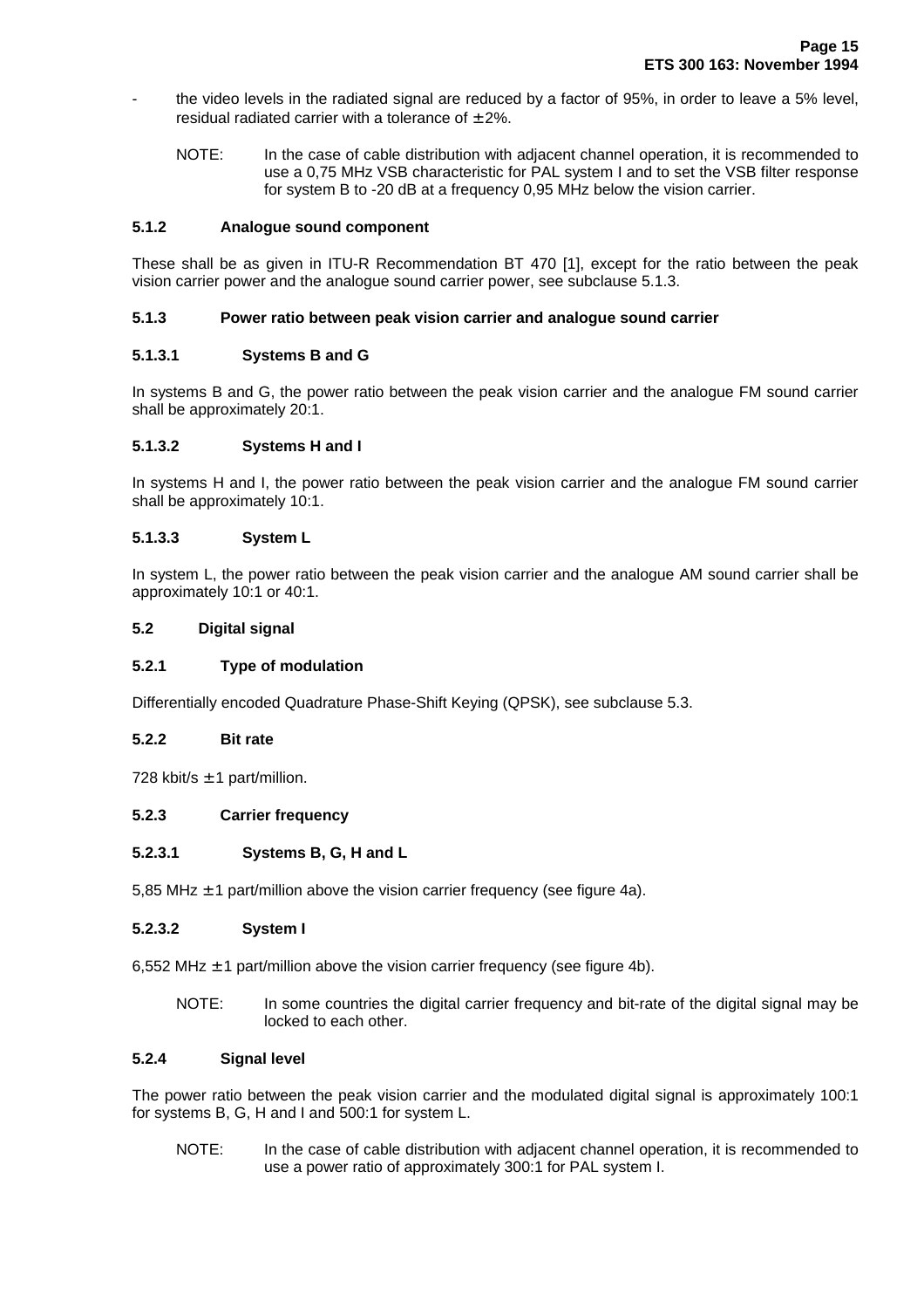- the video levels in the radiated signal are reduced by a factor of 95%, in order to leave a 5% level, residual radiated carrier with a tolerance of ± 2%.

  NOTE: In the case of cable distribution with adjacent channel operation, it is recommended to use a 0,75 MHz VSB characteristic for PAL system I and to set the VSB filter response for system B to -20 dB at a frequency 0,95 MHz below the vision carrier.

#### 5.1.2 Analogue sound component

These shall be as given in ITU-R Recommendation BT 470 [1], except for the ratio between the peak vision carrier power and the analogue sound carrier power, see subclause 5.1.3.

#### 5.1.3 Power ratio between peak vision carrier and analogue sound carrier

##### 5.1.3.1 Systems B and G

In systems B and G, the power ratio between the peak vision carrier and the analogue FM sound carrier shall be approximately 20:1.

##### 5.1.3.2 Systems H and I

In systems H and I, the power ratio between the peak vision carrier and the analogue FM sound carrier shall be approximately 10:1.

##### 5.1.3.3 System L

In system L, the power ratio between the peak vision carrier and the analogue AM sound carrier shall be approximately 10:1 or 40:1.

### 5.2 Digital signal

#### 5.2.1 Type of modulation

Differentially encoded Quadrature Phase-Shift Keying (QPSK), see subclause 5.3.

#### 5.2.2 Bit rate

728 kbit/s ± 1 part/million.

#### 5.2.3 Carrier frequency

##### 5.2.3.1 Systems B, G, H and L

5,85 MHz ± 1 part/million above the vision carrier frequency (see figure 4a).

##### 5.2.3.2 System I

6,552 MHz ± 1 part/million above the vision carrier frequency (see figure 4b).

NOTE: In some countries the digital carrier frequency and bit-rate of the digital signal may be locked to each other.

#### 5.2.4 Signal level

The power ratio between the peak vision carrier and the modulated digital signal is approximately 100:1 for systems B, G, H and I and 500:1 for system L.

NOTE: In the case of cable distribution with adjacent channel operation, it is recommended to use a power ratio of approximately 300:1 for PAL system I.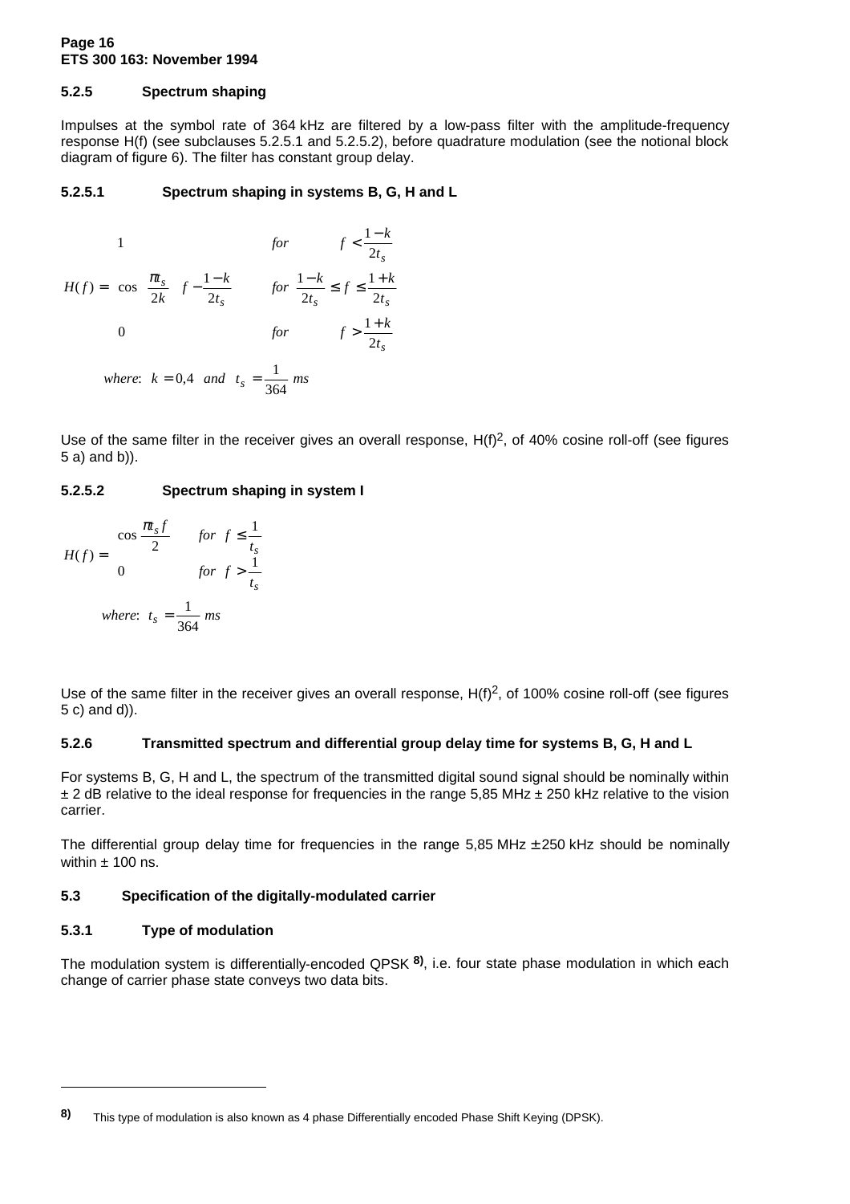### 5.2.5 Spectrum shaping

Impulses at the symbol rate of 364 kHz are filtered by a low-pass filter with the amplitude-frequency response H(f) (see subclauses 5.2.5.1 and 5.2.5.2), before quadrature modulation (see the notional block diagram of figure 6). The filter has constant group delay.

#### 5.2.5.1 Spectrum shaping in systems B, G, H and L

$$
H(f) = \begin{cases} 1 & \text{for} \quad f < \dfrac{1-k}{2t_s} \\ \cos\left[\dfrac{\pi t_s}{2k}\left(f - \dfrac{1-k}{2t_s}\right)\right] & \text{for} \quad \dfrac{1-k}{2t_s} \le f \le \dfrac{1+k}{2t_s} \\ 0 & \text{for} \quad f > \dfrac{1+k}{2t_s} \end{cases}
$$

$$
\text{where: } k = 0{,}4 \text{ and } t_s = \frac{1}{364}\ \text{ms}
$$

Use of the same filter in the receiver gives an overall response, $H(f)^2$, of 40% cosine roll-off (see figures 5 a) and b)).

#### 5.2.5.2 Spectrum shaping in system I

$$
H(f) = \begin{cases} \cos\dfrac{\pi t_s f}{2} & \text{for} \quad f \le \dfrac{1}{t_s} \\ 0 & \text{for} \quad f > \dfrac{1}{t_s} \end{cases}
$$

$$
\text{where: } t_s = \frac{1}{364}\ \text{ms}
$$

Use of the same filter in the receiver gives an overall response, $H(f)^2$, of 100% cosine roll-off (see figures 5 c) and d)).

### 5.2.6 Transmitted spectrum and differential group delay time for systems B, G, H and L

For systems B, G, H and L, the spectrum of the transmitted digital sound signal should be nominally within ± 2 dB relative to the ideal response for frequencies in the range 5,85 MHz ± 250 kHz relative to the vision carrier.

The differential group delay time for frequencies in the range 5,85 MHz ± 250 kHz should be nominally within ± 100 ns.

## 5.3 Specification of the digitally-modulated carrier

### 5.3.1 Type of modulation

The modulation system is differentially-encoded QPSK [8)], i.e. four state phase modulation in which each change of carrier phase state conveys two data bits.

---

8) This type of modulation is also known as 4 phase Differentially encoded Phase Shift Keying (DPSK).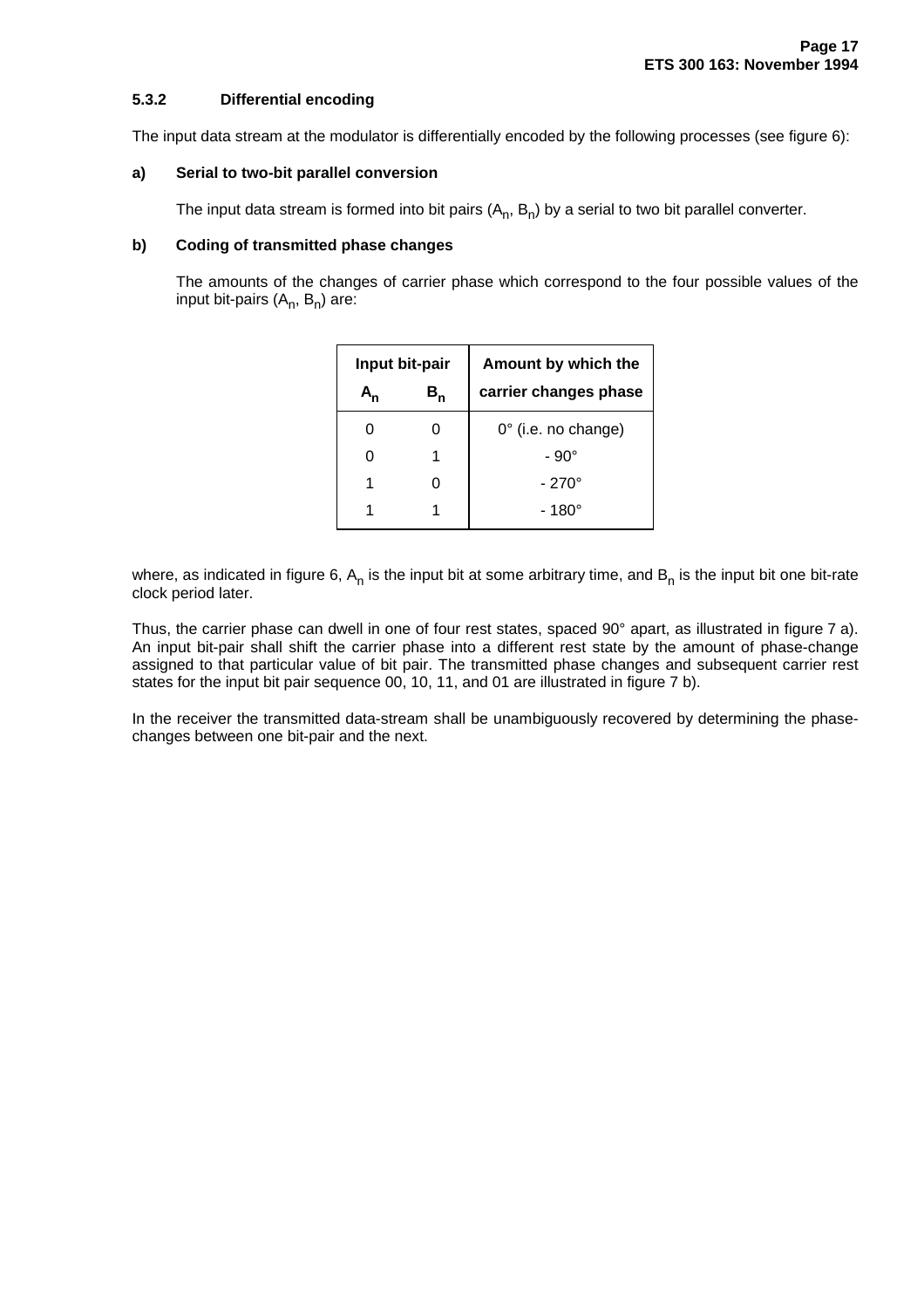### 5.3.2 Differential encoding

The input data stream at the modulator is differentially encoded by the following processes (see figure 6):

**a) Serial to two-bit parallel conversion**

The input data stream is formed into bit pairs ($A_n$, $B_n$) by a serial to two bit parallel converter.

**b) Coding of transmitted phase changes**

The amounts of the changes of carrier phase which correspond to the four possible values of the input bit-pairs ($A_n$, $B_n$) are:

| Input bit-pair | | Amount by which the |
|---|---|---|
| $A_n$ | $B_n$ | carrier changes phase |
| 0 | 0 | 0° (i.e. no change) |
| 0 | 1 | - 90° |
| 1 | 0 | - 270° |
| 1 | 1 | - 180° |

where, as indicated in figure 6, $A_n$ is the input bit at some arbitrary time, and $B_n$ is the input bit one bit-rate clock period later.

Thus, the carrier phase can dwell in one of four rest states, spaced 90° apart, as illustrated in figure 7 a). An input bit-pair shall shift the carrier phase into a different rest state by the amount of phase-change assigned to that particular value of bit pair. The transmitted phase changes and subsequent carrier rest states for the input bit pair sequence 00, 10, 11, and 01 are illustrated in figure 7 b).

In the receiver the transmitted data-stream shall be unambiguously recovered by determining the phase-changes between one bit-pair and the next.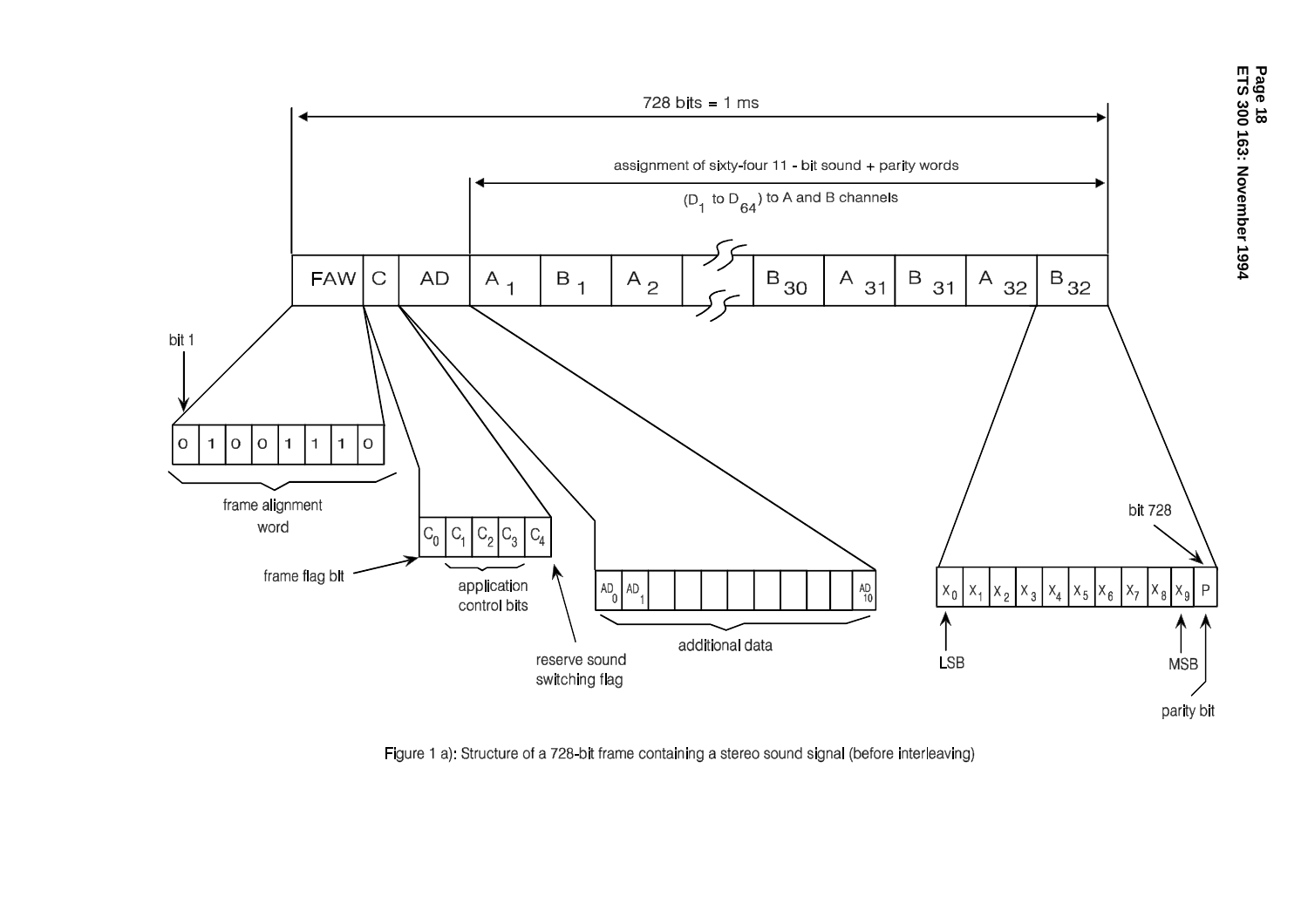Figure 1 a): Structure of a 728-bit frame containing a stereo sound signal (before interleaving)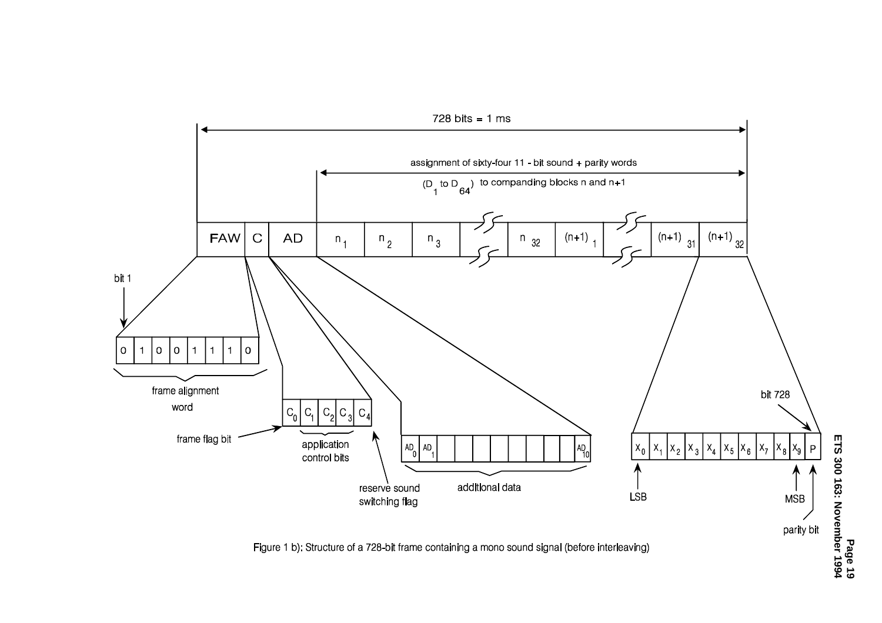728 bits = 1 ms

assignment of sixty-four 11 - bit sound + parity words ($D_1$ to $D_{64}$) to companding blocks n and n+1

| FAW | C | AD | $n_1$ | $n_2$ | $n_3$ | ... | $n_{32}$ | $(n+1)_1$ | ... | $(n+1)_{31}$ | $(n+1)_{32}$ |
|---|---|---|---|---|---|---|---|---|---|---|---|

bit 1

| 0 | 1 | 0 | 0 | 1 | 1 | 1 | 0 |
|---|---|---|---|---|---|---|---|

frame alignment word

| $C_0$ | $C_1$ | $C_2$ | $C_3$ | $C_4$ |
|---|---|---|---|---|

frame flag bit ($C_0$); application control bits ($C_1$–$C_3$); reserve sound switching flag ($C_4$)

| $AD_0$ | $AD_1$ | | | | | | | | | $AD_{10}$ |
|---|---|---|---|---|---|---|---|---|---|---|

additional data

| $X_0$ | $X_1$ | $X_2$ | $X_3$ | $X_4$ | $X_5$ | $X_6$ | $X_7$ | $X_8$ | $X_9$ | P |
|---|---|---|---|---|---|---|---|---|---|---|

LSB ($X_0$); MSB ($X_9$); parity bit (P); bit 728

Figure 1 b): Structure of a 728-bit frame containing a mono sound signal (before interleaving)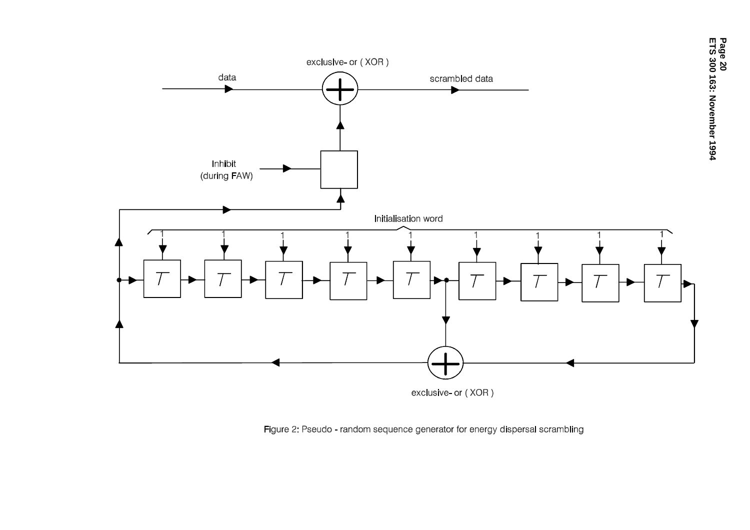Figure 2: Pseudo - random sequence generator for energy dispersal scrambling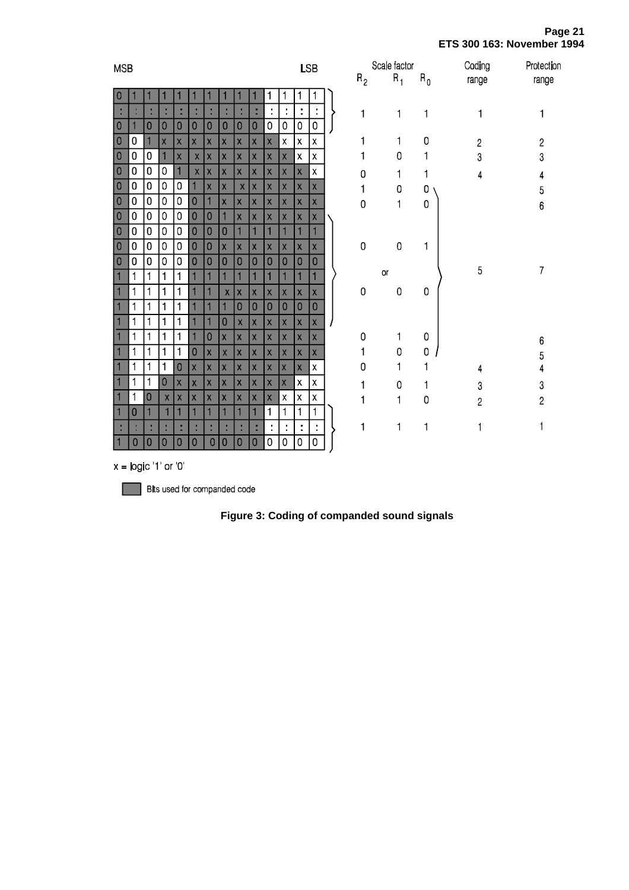| MSB … LSB | Scale factor $R_2$ | Scale factor $R_1$ | Scale factor $R_0$ | Coding range | Protection range |
|---|---|---|---|---|---|
| 0 1 1 1 1 1 1 1 1 1 1 1 1 1 | | | | | |
| : : : : : : : : : : : : : : | 1 | 1 | 1 | 1 | 1 |
| 0 1 0 0 0 0 0 0 0 0 0 0 0 0 | | | | | |
| 0 0 1 x x x x x x x x x x x | 1 | 1 | 0 | 2 | 2 |
| 0 0 0 1 x x x x x x x x x x | 1 | 0 | 1 | 3 | 3 |
| 0 0 0 0 1 x x x x x x x x x | 0 | 1 | 1 | 4 | 4 |
| 0 0 0 0 0 1 x x x x x x x x | 1 | 0 | 0 | 5 | 5 |
| 0 0 0 0 0 0 1 x x x x x x x | 0 | 1 | 0 | 5 | 6 |
| 0 0 0 0 0 0 0 1 x x x x x x | | | | | |
| 0 0 0 0 0 0 0 0 1 1 1 1 1 1 | | | | | |
| 0 0 0 0 0 0 0 x x x x x x x | 0 | 0 | 1 | | |
| 0 0 0 0 0 0 0 0 0 0 0 0 0 0 | | | | | |
| 1 1 1 1 1 1 1 1 1 1 1 1 1 1 | or | | | 5 | 7 |
| 1 1 1 1 1 1 1 x x x x x x x | 0 | 0 | 0 | | |
| 1 1 1 1 1 1 1 1 0 0 0 0 0 0 | | | | | |
| 1 1 1 1 1 1 1 0 x x x x x x | | | | | |
| 1 1 1 1 1 1 0 x x x x x x x | 0 | 1 | 0 | 5 | 6 |
| 1 1 1 1 1 0 x x x x x x x x | 1 | 0 | 0 | 5 | 5 |
| 1 1 1 1 0 x x x x x x x x x | 0 | 1 | 1 | 4 | 4 |
| 1 1 1 0 x x x x x x x x x x | 1 | 0 | 1 | 3 | 3 |
| 1 1 0 x x x x x x x x x x x | 1 | 1 | 0 | 2 | 2 |
| 1 0 1 1 1 1 1 1 1 1 1 1 1 1 | | | | | |
| : : : : : : : : : : : : : : | 1 | 1 | 1 | 1 | 1 |
| 1 0 0 0 0 0 0 0 0 0 0 0 0 0 | | | | | |

x = logic '1' or '0'

(shaded) Bits used for companded code

**Figure 3: Coding of companded sound signals**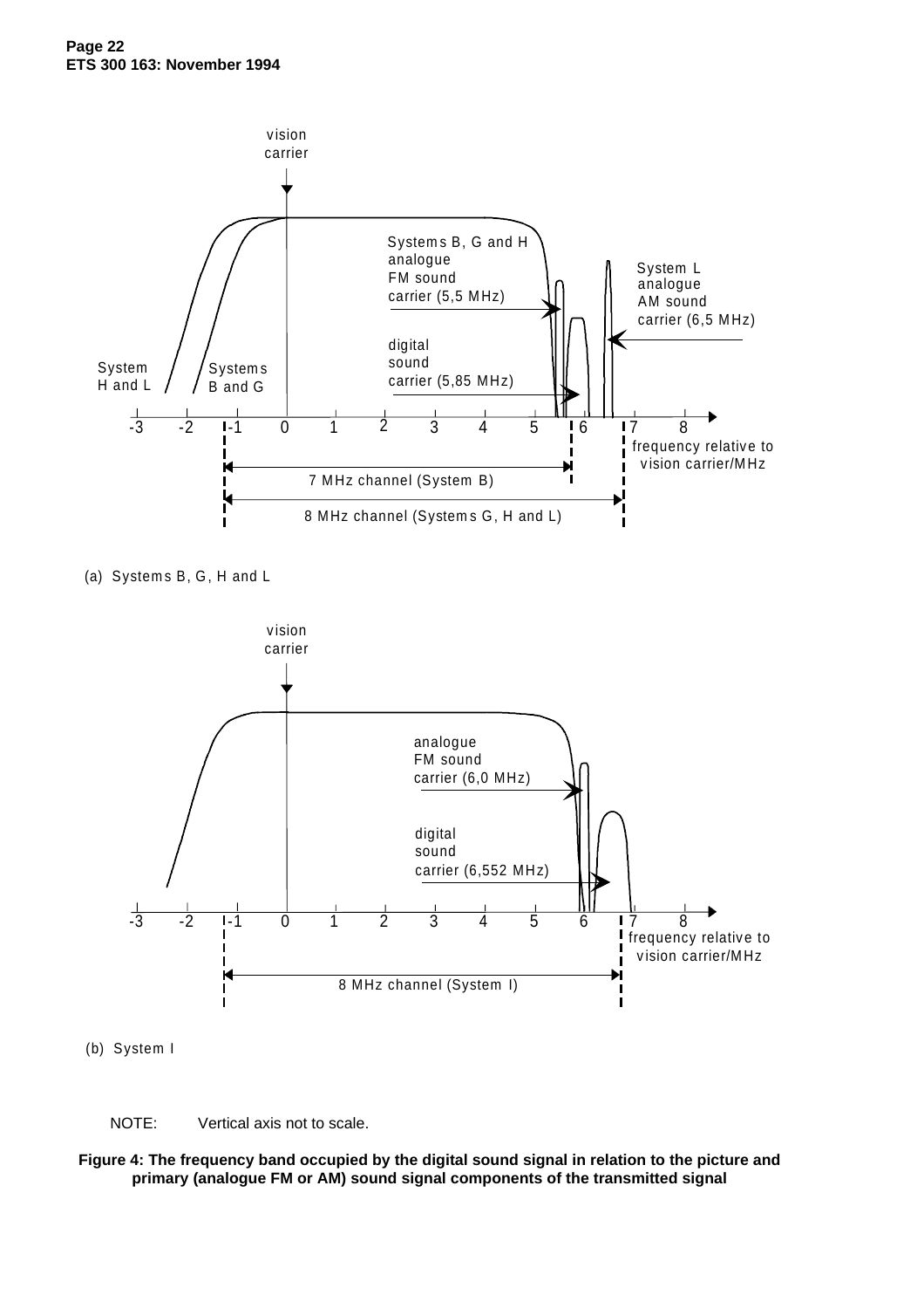(a) Systems B, G, H and L

(b) System I

NOTE: Vertical axis not to scale.

**Figure 4: The frequency band occupied by the digital sound signal in relation to the picture and primary (analogue FM or AM) sound signal components of the transmitted signal**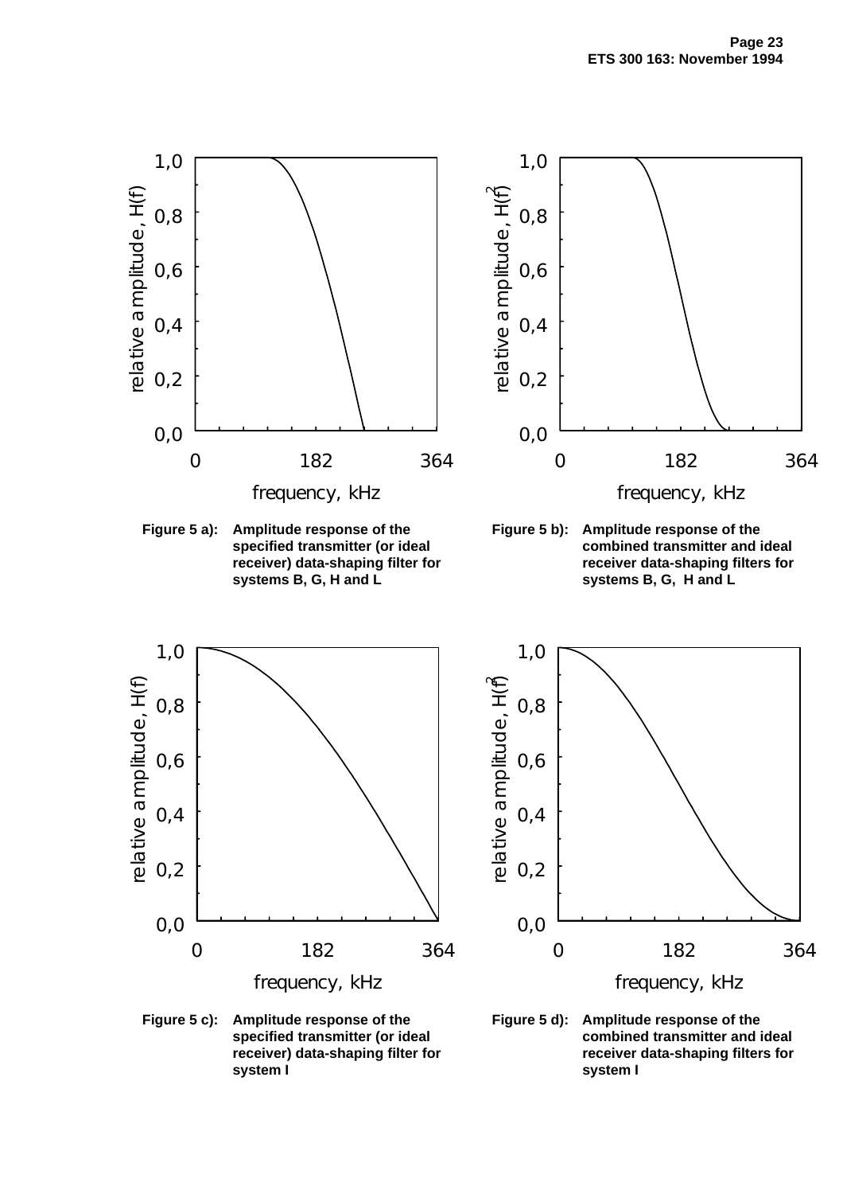Figure 5 a): Amplitude response of the specified transmitter (or ideal receiver) data-shaping filter for systems B, G, H and L

Figure 5 b): Amplitude response of the combined transmitter and ideal receiver data-shaping filters for systems B, G, H and L

Figure 5 c): Amplitude response of the specified transmitter (or ideal receiver) data-shaping filter for system I

Figure 5 d): Amplitude response of the combined transmitter and ideal receiver data-shaping filters for system I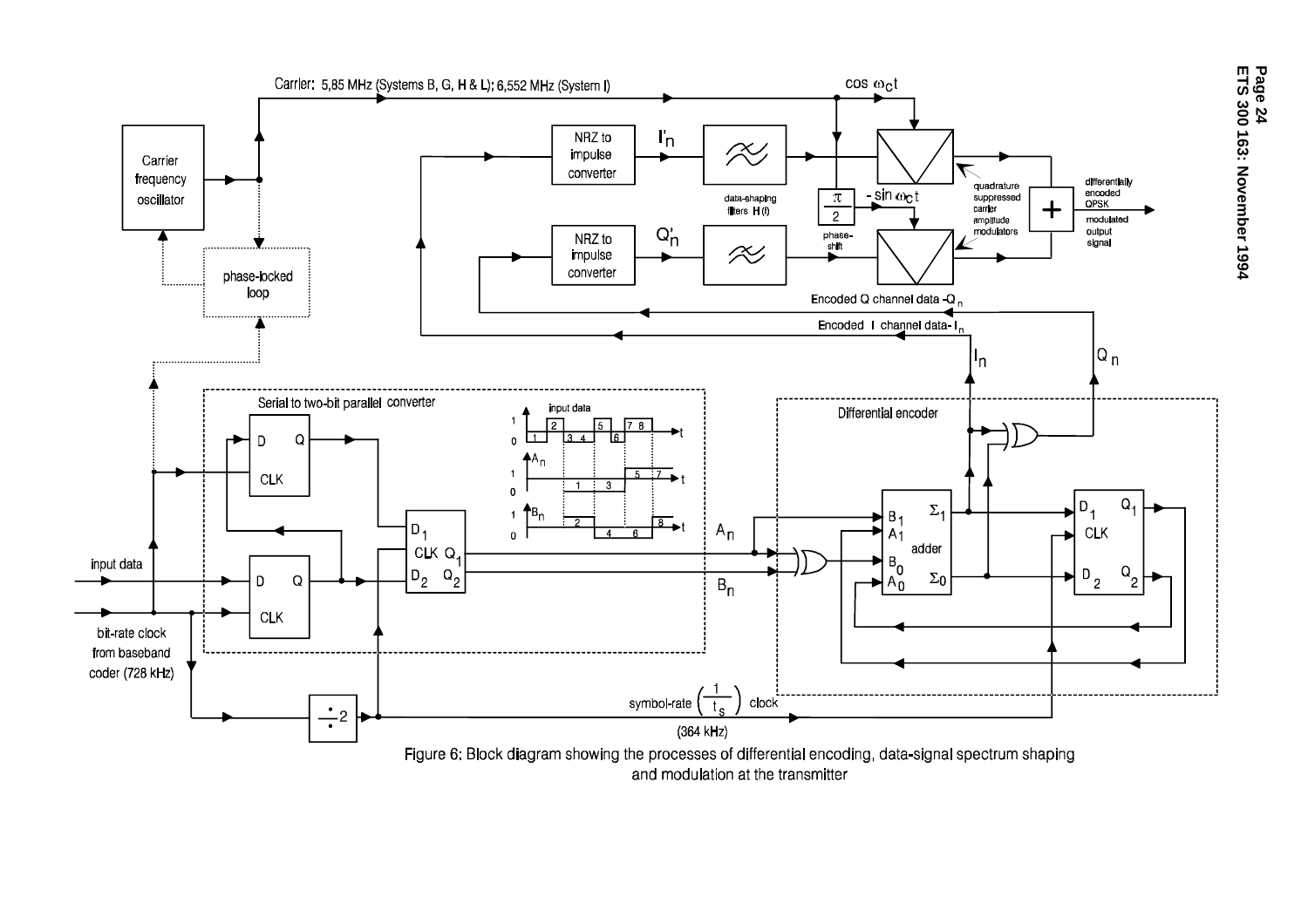Figure 6: Block diagram showing the processes of differential encoding, data-signal spectrum shaping and modulation at the transmitter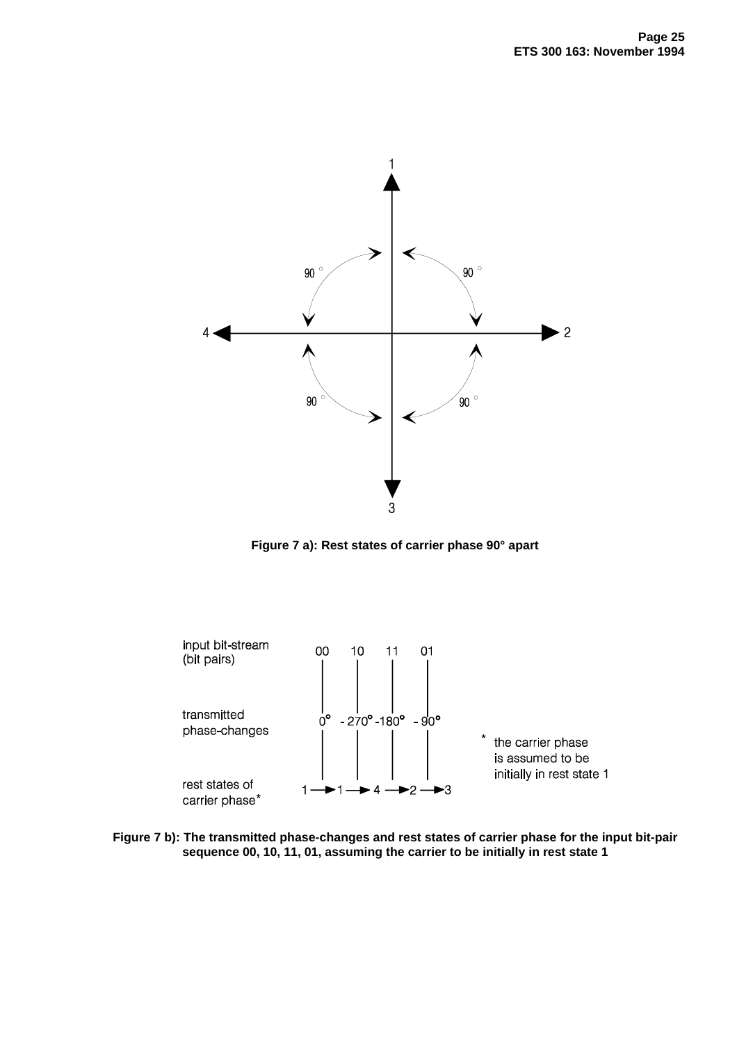**Figure 7 a): Rest states of carrier phase 90° apart**

**Figure 7 b): The transmitted phase-changes and rest states of carrier phase for the input bit-pair sequence 00, 10, 11, 01, assuming the carrier to be initially in rest state 1**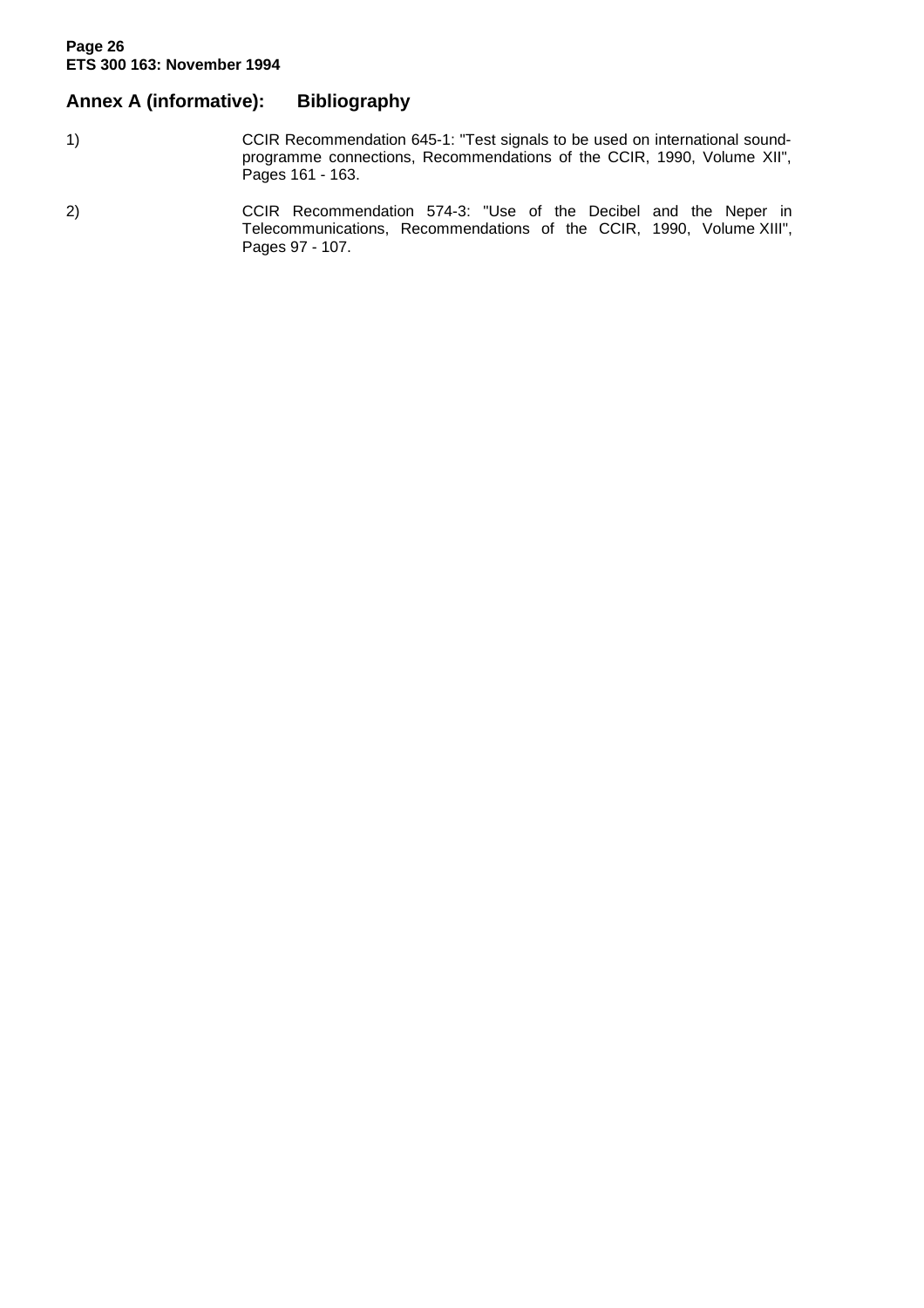## Annex A (informative): Bibliography

1) CCIR Recommendation 645-1: "Test signals to be used on international sound-programme connections, Recommendations of the CCIR, 1990, Volume XII", Pages 161 - 163.

2) CCIR Recommendation 574-3: "Use of the Decibel and the Neper in Telecommunications, Recommendations of the CCIR, 1990, Volume XIII", Pages 97 - 107.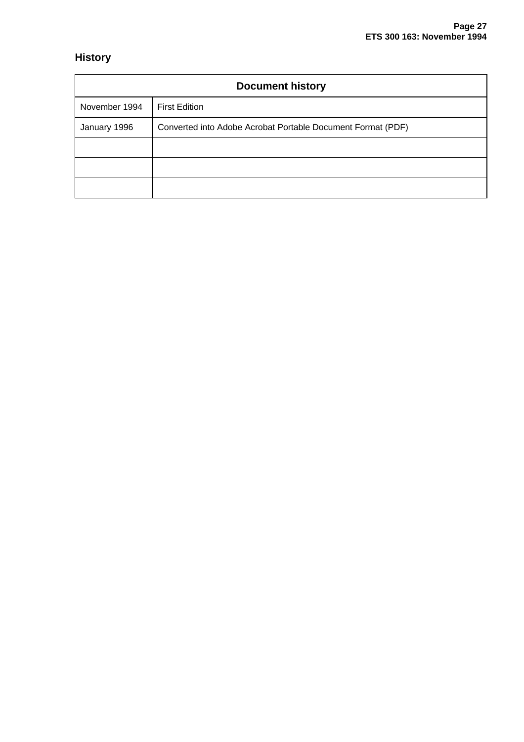# History

| Document history | |
|---|---|
| November 1994 | First Edition |
| January 1996 | Converted into Adobe Acrobat Portable Document Format (PDF) |
| | |
| | |
| | |